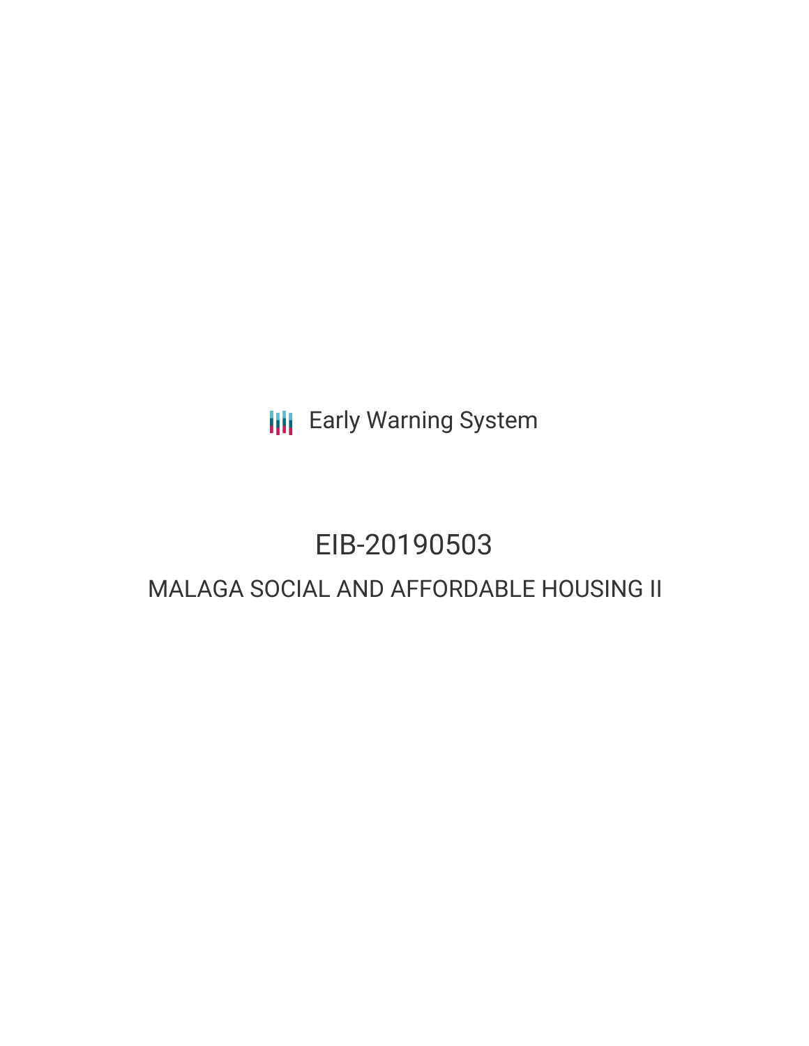Early Warning System

# EIB-20190503

## MALAGA SOCIAL AND AFFORDABLE HOUSING II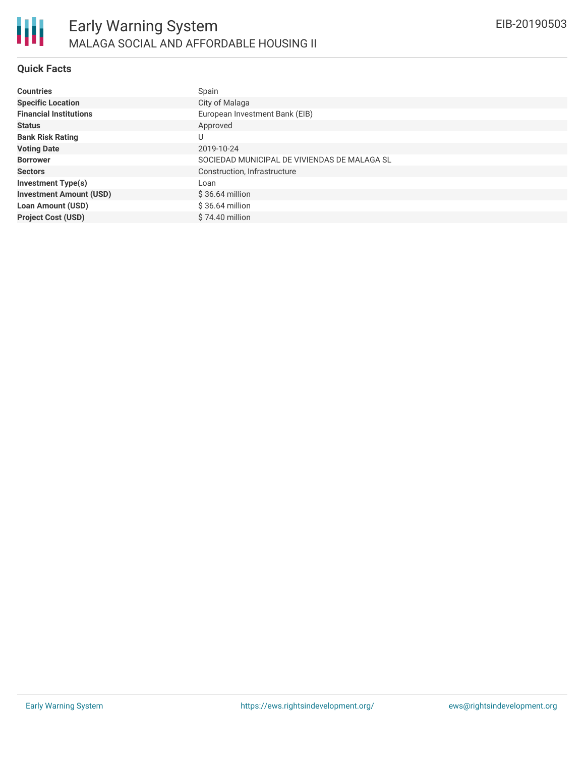## Quick Facts

| | |
|---|---|
| **Countries** | Spain |
| **Specific Location** | City of Malaga |
| **Financial Institutions** | European Investment Bank (EIB) |
| **Status** | Approved |
| **Bank Risk Rating** | U |
| **Voting Date** | 2019-10-24 |
| **Borrower** | SOCIEDAD MUNICIPAL DE VIVIENDAS DE MALAGA SL |
| **Sectors** | Construction, Infrastructure |
| **Investment Type(s)** | Loan |
| **Investment Amount (USD)** | $ 36.64 million |
| **Loan Amount (USD)** | $ 36.64 million |
| **Project Cost (USD)** | $ 74.40 million |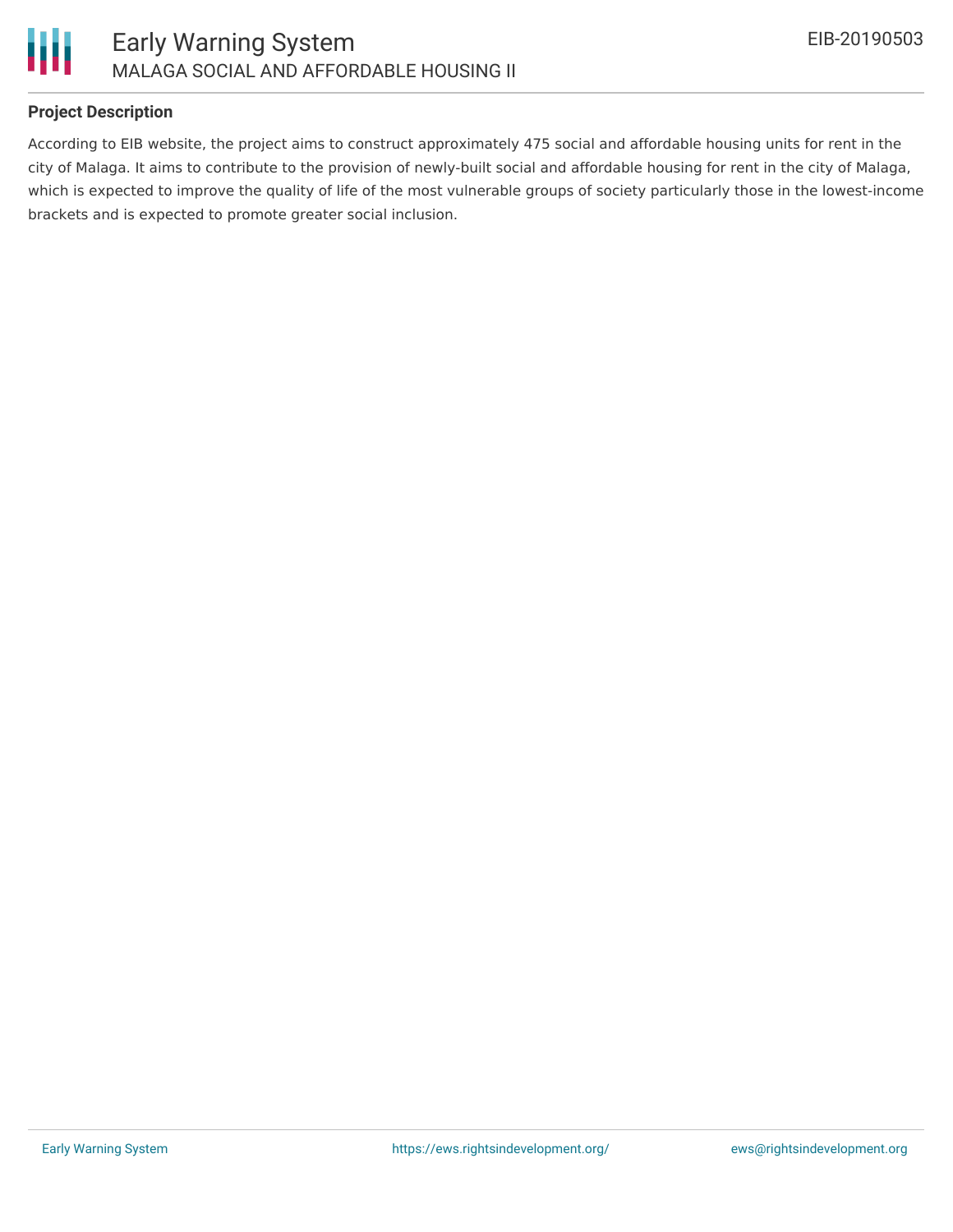## Project Description

According to EIB website, the project aims to construct approximately 475 social and affordable housing units for rent in the city of Malaga. It aims to contribute to the provision of newly-built social and affordable housing for rent in the city of Malaga, which is expected to improve the quality of life of the most vulnerable groups of society particularly those in the lowest-income brackets and is expected to promote greater social inclusion.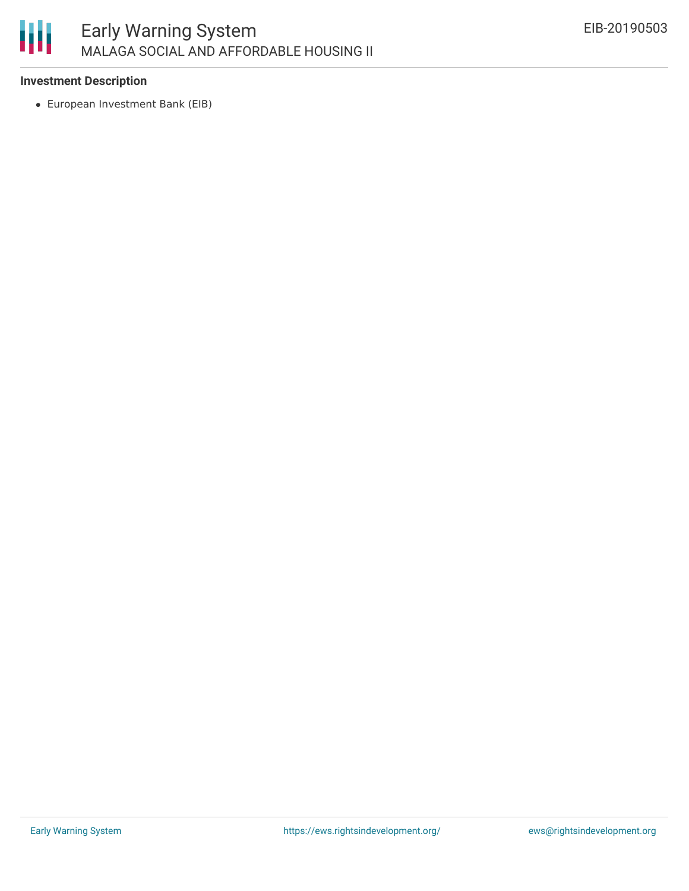**Investment Description**

- European Investment Bank (EIB)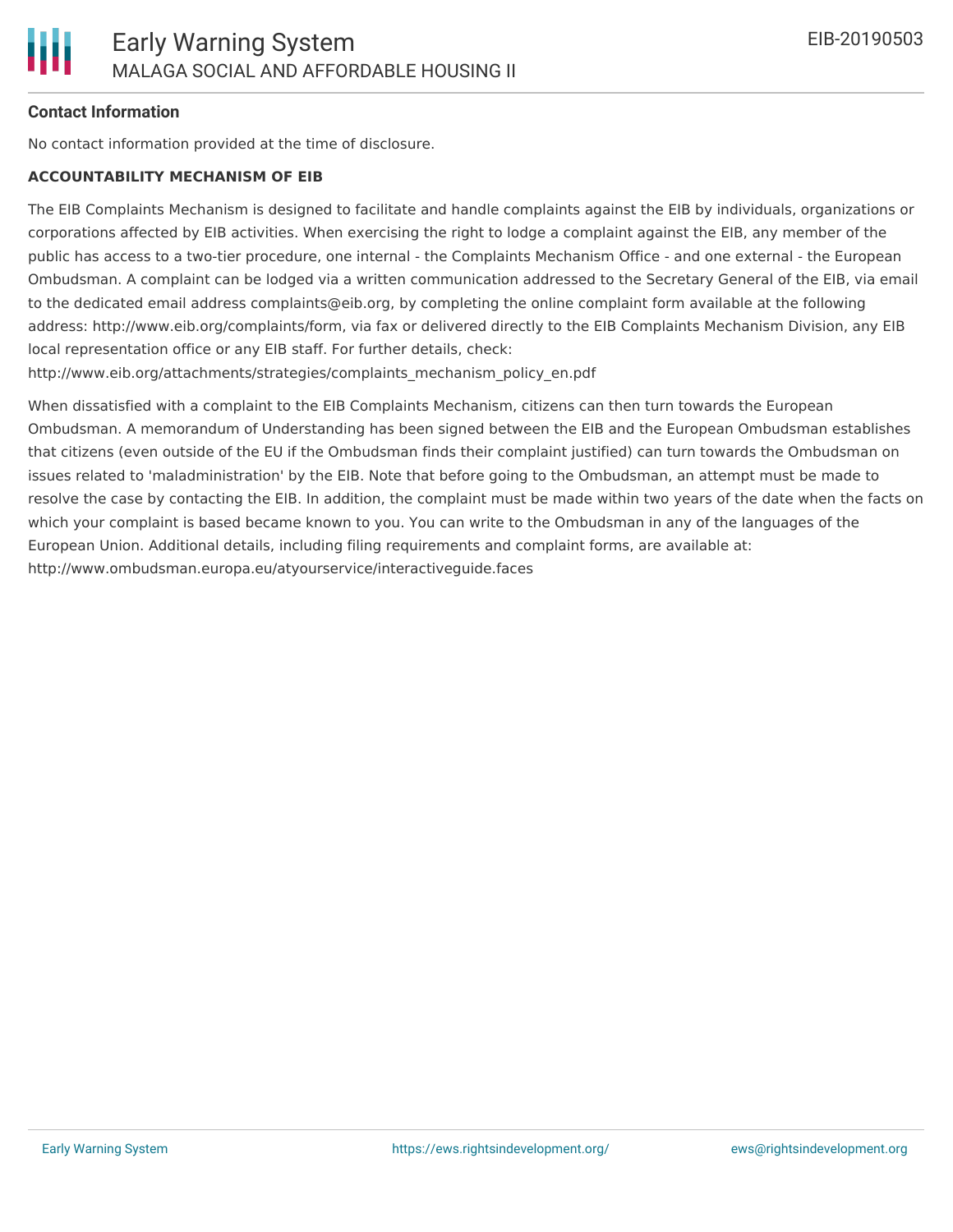**Contact Information**

No contact information provided at the time of disclosure.

**ACCOUNTABILITY MECHANISM OF EIB**

The EIB Complaints Mechanism is designed to facilitate and handle complaints against the EIB by individuals, organizations or corporations affected by EIB activities. When exercising the right to lodge a complaint against the EIB, any member of the public has access to a two-tier procedure, one internal - the Complaints Mechanism Office - and one external - the European Ombudsman. A complaint can be lodged via a written communication addressed to the Secretary General of the EIB, via email to the dedicated email address complaints@eib.org, by completing the online complaint form available at the following address: http://www.eib.org/complaints/form, via fax or delivered directly to the EIB Complaints Mechanism Division, any EIB local representation office or any EIB staff. For further details, check: http://www.eib.org/attachments/strategies/complaints_mechanism_policy_en.pdf

When dissatisfied with a complaint to the EIB Complaints Mechanism, citizens can then turn towards the European Ombudsman. A memorandum of Understanding has been signed between the EIB and the European Ombudsman establishes that citizens (even outside of the EU if the Ombudsman finds their complaint justified) can turn towards the Ombudsman on issues related to 'maladministration' by the EIB. Note that before going to the Ombudsman, an attempt must be made to resolve the case by contacting the EIB. In addition, the complaint must be made within two years of the date when the facts on which your complaint is based became known to you. You can write to the Ombudsman in any of the languages of the European Union. Additional details, including filing requirements and complaint forms, are available at: http://www.ombudsman.europa.eu/atyourservice/interactiveguide.faces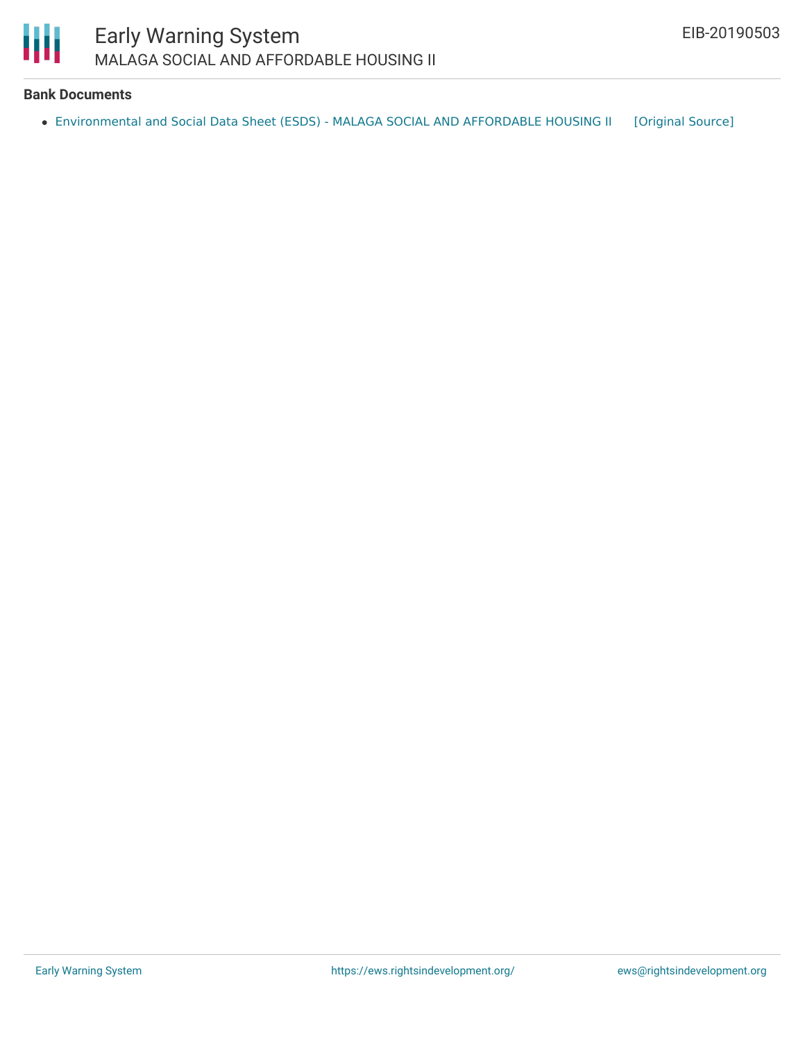**Bank Documents**

- Environmental and Social Data Sheet (ESDS) - MALAGA SOCIAL AND AFFORDABLE HOUSING II [Original Source]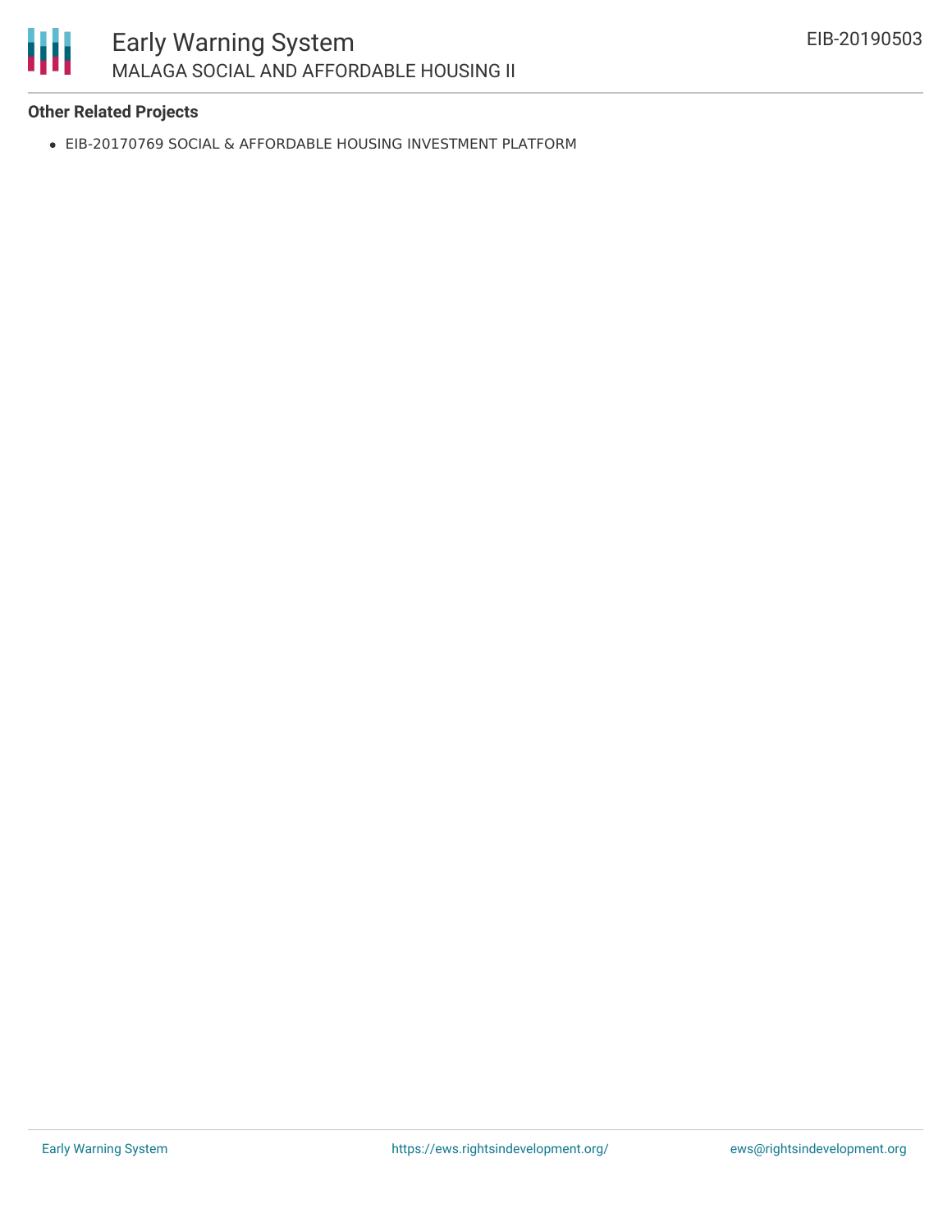**Other Related Projects**

- EIB-20170769 SOCIAL & AFFORDABLE HOUSING INVESTMENT PLATFORM